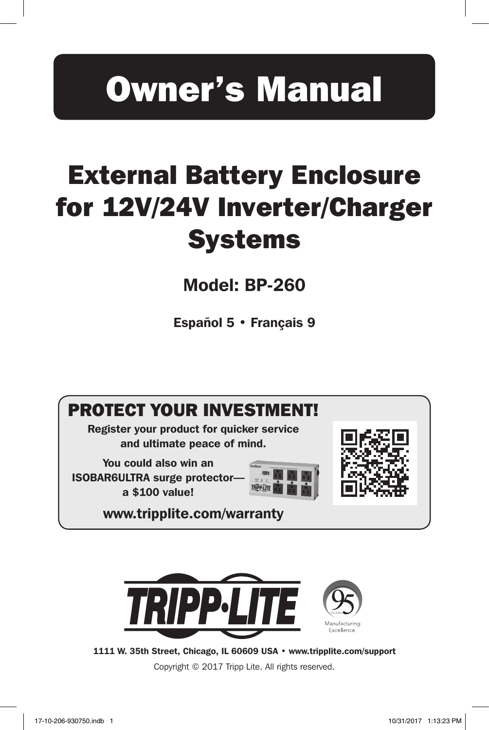# Owner's Manual

## External Battery Enclosure for 12V/24V Inverter/Charger Systems

**Model: BP-260**

**Español 5 • Français 9**

### PROTECT YOUR INVESTMENT!

**Register your product for quicker service and ultimate peace of mind.**

**You could also win an ISOBAR6ULTRA surge protector— a $100 value!**

**www.tripplite.com/warranty**

**1111 W. 35th Street, Chicago, IL 60609 USA • www.tripplite.com/support**

Copyright © 2017 Tripp Lite. All rights reserved.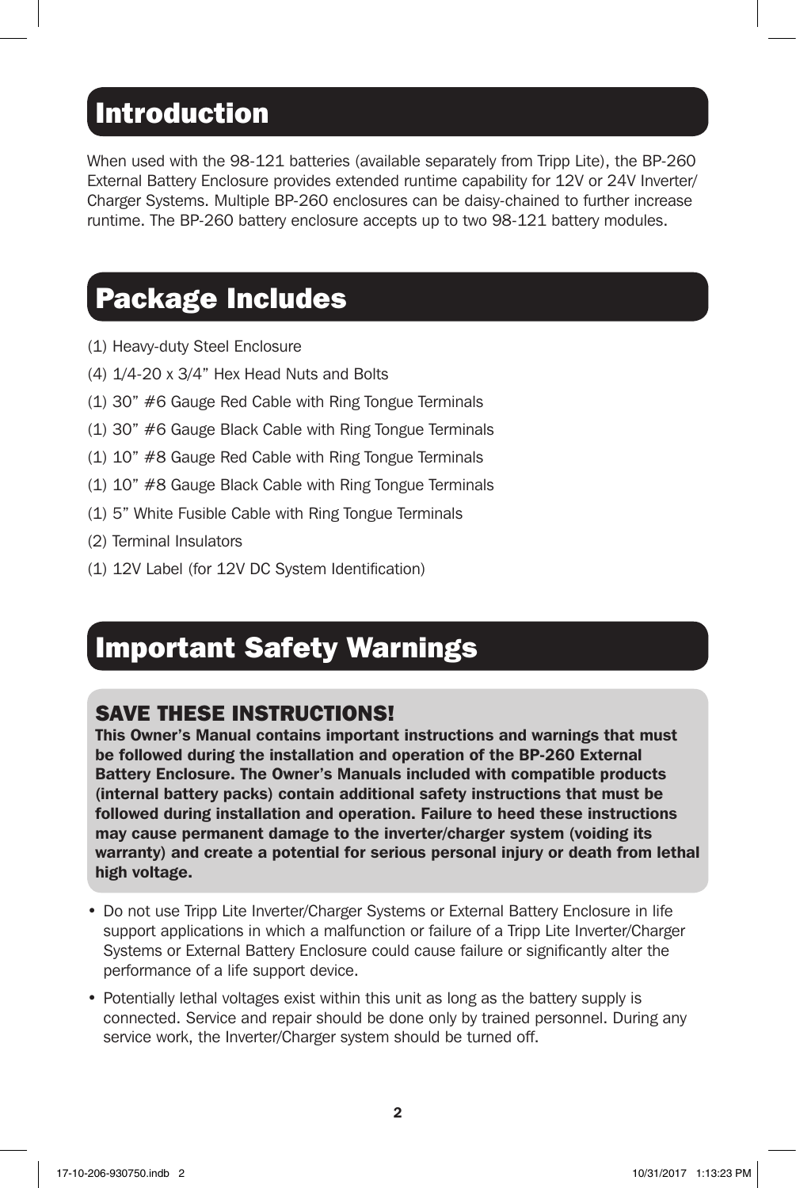## Introduction

When used with the 98-121 batteries (available separately from Tripp Lite), the BP-260 External Battery Enclosure provides extended runtime capability for 12V or 24V Inverter/Charger Systems. Multiple BP-260 enclosures can be daisy-chained to further increase runtime. The BP-260 battery enclosure accepts up to two 98-121 battery modules.

## Package Includes

(1) Heavy-duty Steel Enclosure

(4) 1/4-20 x 3/4" Hex Head Nuts and Bolts

(1) 30" #6 Gauge Red Cable with Ring Tongue Terminals

(1) 30" #6 Gauge Black Cable with Ring Tongue Terminals

(1) 10" #8 Gauge Red Cable with Ring Tongue Terminals

(1) 10" #8 Gauge Black Cable with Ring Tongue Terminals

(1) 5" White Fusible Cable with Ring Tongue Terminals

(2) Terminal Insulators

(1) 12V Label (for 12V DC System Identification)

## Important Safety Warnings

### SAVE THESE INSTRUCTIONS!

**This Owner's Manual contains important instructions and warnings that must be followed during the installation and operation of the BP-260 External Battery Enclosure. The Owner's Manuals included with compatible products (internal battery packs) contain additional safety instructions that must be followed during installation and operation. Failure to heed these instructions may cause permanent damage to the inverter/charger system (voiding its warranty) and create a potential for serious personal injury or death from lethal high voltage.**

- Do not use Tripp Lite Inverter/Charger Systems or External Battery Enclosure in life support applications in which a malfunction or failure of a Tripp Lite Inverter/Charger Systems or External Battery Enclosure could cause failure or significantly alter the performance of a life support device.
- Potentially lethal voltages exist within this unit as long as the battery supply is connected. Service and repair should be done only by trained personnel. During any service work, the Inverter/Charger system should be turned off.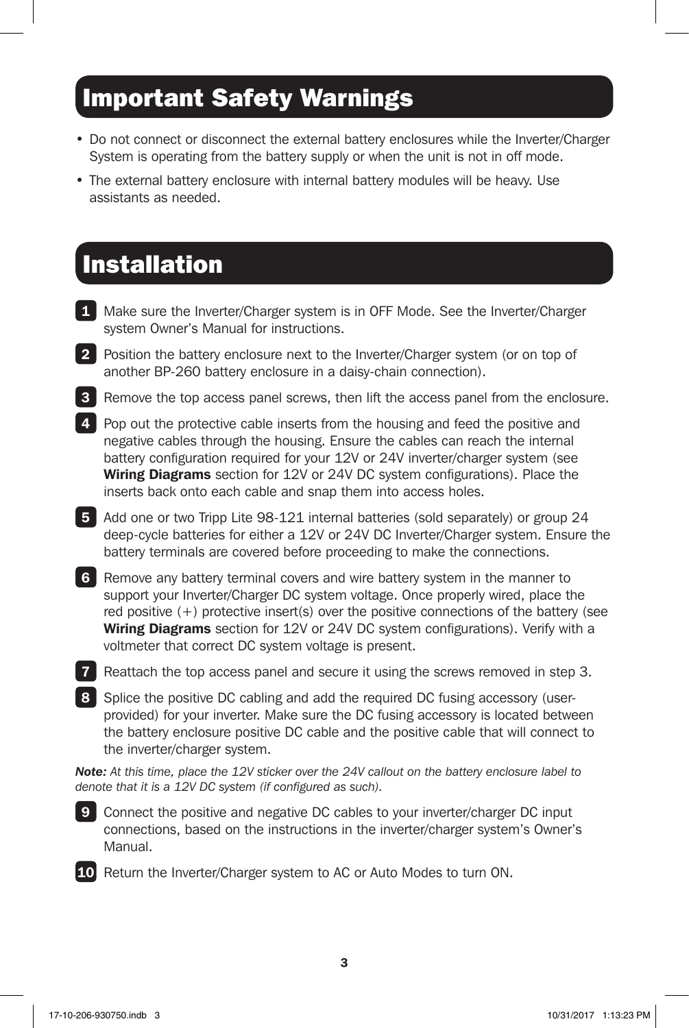## Important Safety Warnings

- Do not connect or disconnect the external battery enclosures while the Inverter/Charger System is operating from the battery supply or when the unit is not in off mode.
- The external battery enclosure with internal battery modules will be heavy. Use assistants as needed.

## Installation

1. Make sure the Inverter/Charger system is in OFF Mode. See the Inverter/Charger system Owner's Manual for instructions.
2. Position the battery enclosure next to the Inverter/Charger system (or on top of another BP-260 battery enclosure in a daisy-chain connection).
3. Remove the top access panel screws, then lift the access panel from the enclosure.
4. Pop out the protective cable inserts from the housing and feed the positive and negative cables through the housing. Ensure the cables can reach the internal battery configuration required for your 12V or 24V inverter/charger system (see **Wiring Diagrams** section for 12V or 24V DC system configurations). Place the inserts back onto each cable and snap them into access holes.
5. Add one or two Tripp Lite 98-121 internal batteries (sold separately) or group 24 deep-cycle batteries for either a 12V or 24V DC Inverter/Charger system. Ensure the battery terminals are covered before proceeding to make the connections.
6. Remove any battery terminal covers and wire battery system in the manner to support your Inverter/Charger DC system voltage. Once properly wired, place the red positive (+) protective insert(s) over the positive connections of the battery (see **Wiring Diagrams** section for 12V or 24V DC system configurations). Verify with a voltmeter that correct DC system voltage is present.
7. Reattach the top access panel and secure it using the screws removed in step 3.
8. Splice the positive DC cabling and add the required DC fusing accessory (user-provided) for your inverter. Make sure the DC fusing accessory is located between the battery enclosure positive DC cable and the positive cable that will connect to the inverter/charger system.

***Note:*** *At this time, place the 12V sticker over the 24V callout on the battery enclosure label to denote that it is a 12V DC system (if configured as such).*

9. Connect the positive and negative DC cables to your inverter/charger DC input connections, based on the instructions in the inverter/charger system's Owner's Manual.
10. Return the Inverter/Charger system to AC or Auto Modes to turn ON.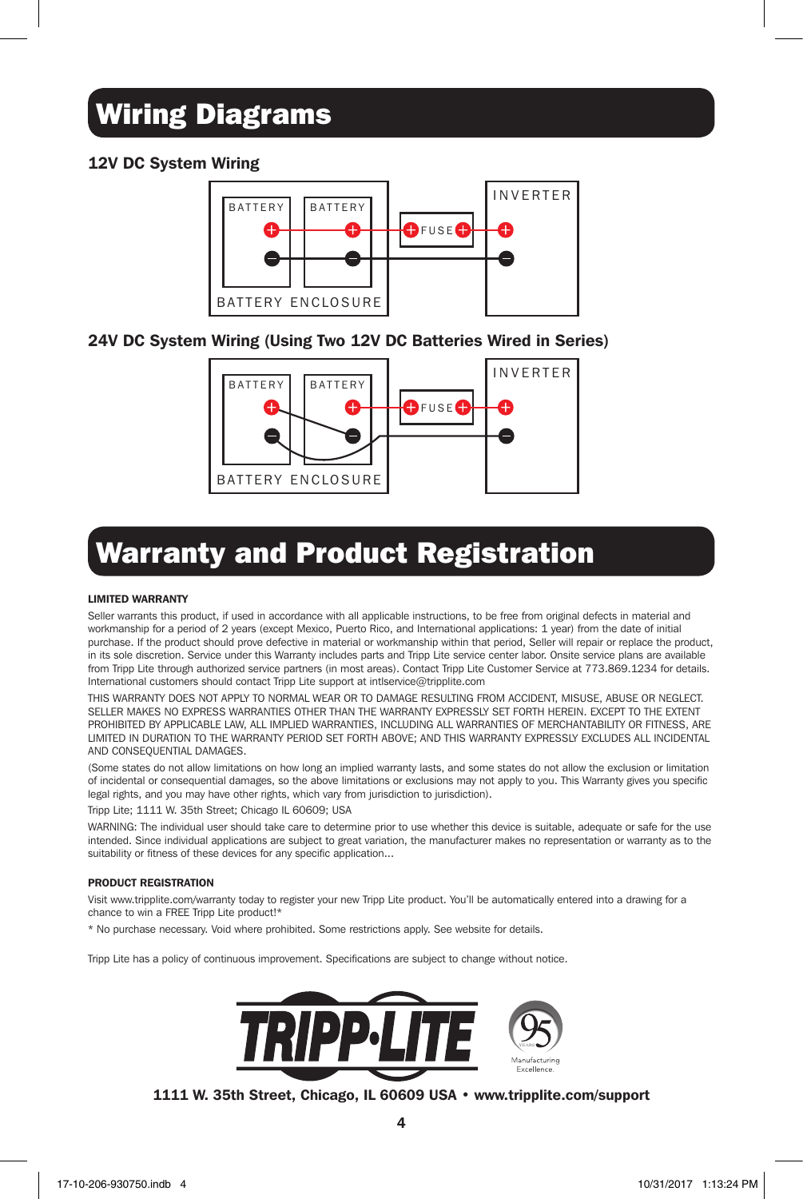# Wiring Diagrams

## 12V DC System Wiring

BATTERY BATTERY FUSE INVERTER

BATTERY ENCLOSURE

## 24V DC System Wiring (Using Two 12V DC Batteries Wired in Series)

BATTERY BATTERY FUSE INVERTER

BATTERY ENCLOSURE

# Warranty and Product Registration

### LIMITED WARRANTY

Seller warrants this product, if used in accordance with all applicable instructions, to be free from original defects in material and workmanship for a period of 2 years (except Mexico, Puerto Rico, and International applications: 1 year) from the date of initial purchase. If the product should prove defective in material or workmanship within that period, Seller will repair or replace the product, in its sole discretion. Service under this Warranty includes parts and Tripp Lite service center labor. Onsite service plans are available from Tripp Lite through authorized service partners (in most areas). Contact Tripp Lite Customer Service at 773.869.1234 for details. International customers should contact Tripp Lite support at intlservice@tripplite.com

THIS WARRANTY DOES NOT APPLY TO NORMAL WEAR OR TO DAMAGE RESULTING FROM ACCIDENT, MISUSE, ABUSE OR NEGLECT. SELLER MAKES NO EXPRESS WARRANTIES OTHER THAN THE WARRANTY EXPRESSLY SET FORTH HEREIN. EXCEPT TO THE EXTENT PROHIBITED BY APPLICABLE LAW, ALL IMPLIED WARRANTIES, INCLUDING ALL WARRANTIES OF MERCHANTABILITY OR FITNESS, ARE LIMITED IN DURATION TO THE WARRANTY PERIOD SET FORTH ABOVE; AND THIS WARRANTY EXPRESSLY EXCLUDES ALL INCIDENTAL AND CONSEQUENTIAL DAMAGES.

(Some states do not allow limitations on how long an implied warranty lasts, and some states do not allow the exclusion or limitation of incidental or consequential damages, so the above limitations or exclusions may not apply to you. This Warranty gives you specific legal rights, and you may have other rights, which vary from jurisdiction to jurisdiction).

Tripp Lite; 1111 W. 35th Street; Chicago IL 60609; USA

WARNING: The individual user should take care to determine prior to use whether this device is suitable, adequate or safe for the use intended. Since individual applications are subject to great variation, the manufacturer makes no representation or warranty as to the suitability or fitness of these devices for any specific application...

### PRODUCT REGISTRATION

Visit www.tripplite.com/warranty today to register your new Tripp Lite product. You'll be automatically entered into a drawing for a chance to win a FREE Tripp Lite product!*

* No purchase necessary. Void where prohibited. Some restrictions apply. See website for details.

Tripp Lite has a policy of continuous improvement. Specifications are subject to change without notice.

TRIPP·LITE

95 Years Manufacturing Excellence

**1111 W. 35th Street, Chicago, IL 60609 USA • www.tripplite.com/support**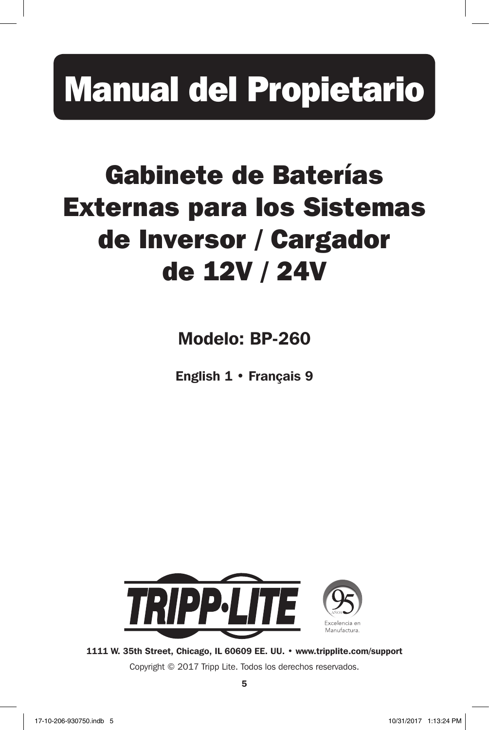# Manual del Propietario

## Gabinete de Baterías Externas para los Sistemas de Inversor / Cargador de 12V / 24V

**Modelo: BP-260**

**English 1 • Français 9**

TRIPP·LITE

95 AÑOS Excelencia en Manufactura.

**1111 W. 35th Street, Chicago, IL 60609 EE. UU. • www.tripplite.com/support**

Copyright © 2017 Tripp Lite. Todos los derechos reservados.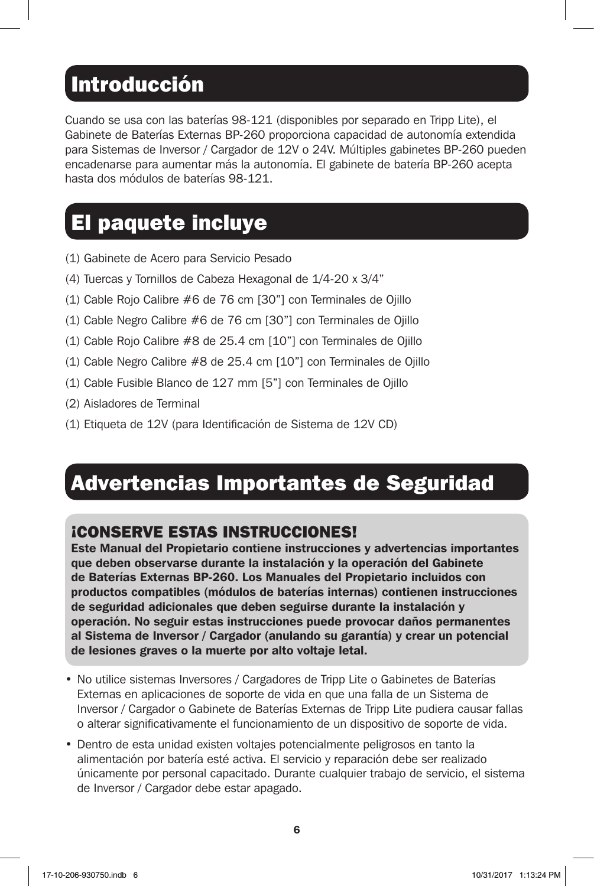## Introducción

Cuando se usa con las baterías 98-121 (disponibles por separado en Tripp Lite), el Gabinete de Baterías Externas BP-260 proporciona capacidad de autonomía extendida para Sistemas de Inversor / Cargador de 12V o 24V. Múltiples gabinetes BP-260 pueden encadenarse para aumentar más la autonomía. El gabinete de batería BP-260 acepta hasta dos módulos de baterías 98-121.

## El paquete incluye

(1) Gabinete de Acero para Servicio Pesado

(4) Tuercas y Tornillos de Cabeza Hexagonal de 1/4-20 x 3/4”

(1) Cable Rojo Calibre #6 de 76 cm [30”] con Terminales de Ojillo

(1) Cable Negro Calibre #6 de 76 cm [30”] con Terminales de Ojillo

(1) Cable Rojo Calibre #8 de 25.4 cm [10”] con Terminales de Ojillo

(1) Cable Negro Calibre #8 de 25.4 cm [10”] con Terminales de Ojillo

(1) Cable Fusible Blanco de 127 mm [5”] con Terminales de Ojillo

(2) Aisladores de Terminal

(1) Etiqueta de 12V (para Identificación de Sistema de 12V CD)

## Advertencias Importantes de Seguridad

### ¡CONSERVE ESTAS INSTRUCCIONES!

**Este Manual del Propietario contiene instrucciones y advertencias importantes que deben observarse durante la instalación y la operación del Gabinete de Baterías Externas BP-260. Los Manuales del Propietario incluidos con productos compatibles (módulos de baterías internas) contienen instrucciones de seguridad adicionales que deben seguirse durante la instalación y operación. No seguir estas instrucciones puede provocar daños permanentes al Sistema de Inversor / Cargador (anulando su garantía) y crear un potencial de lesiones graves o la muerte por alto voltaje letal.**

- No utilice sistemas Inversores / Cargadores de Tripp Lite o Gabinetes de Baterías Externas en aplicaciones de soporte de vida en que una falla de un Sistema de Inversor / Cargador o Gabinete de Baterías Externas de Tripp Lite pudiera causar fallas o alterar significativamente el funcionamiento de un dispositivo de soporte de vida.
- Dentro de esta unidad existen voltajes potencialmente peligrosos en tanto la alimentación por batería esté activa. El servicio y reparación debe ser realizado únicamente por personal capacitado. Durante cualquier trabajo de servicio, el sistema de Inversor / Cargador debe estar apagado.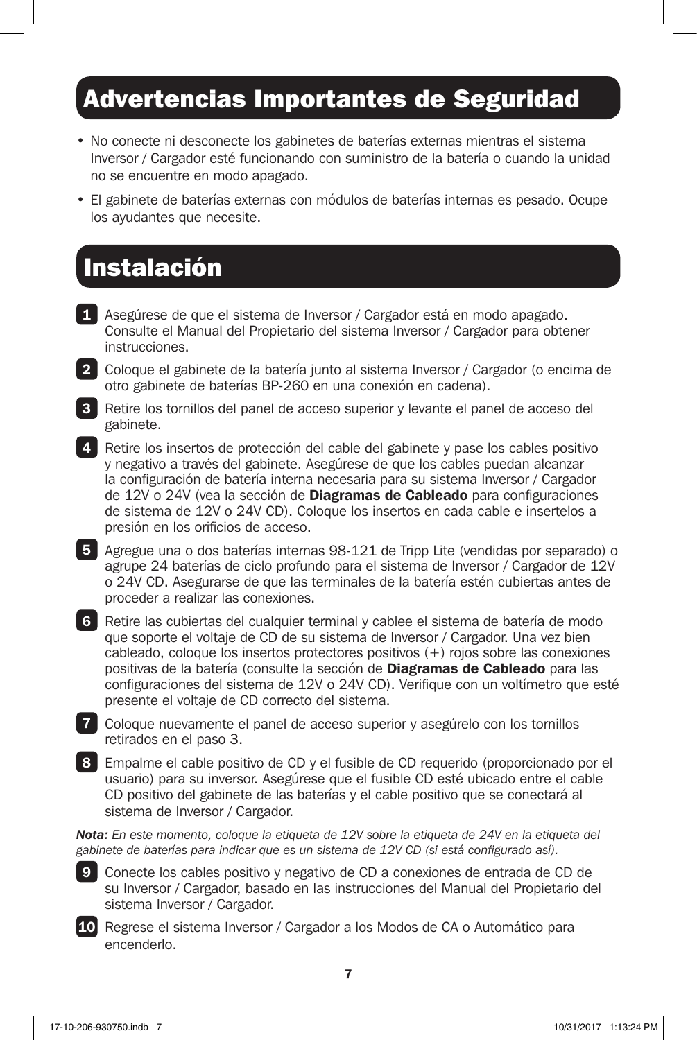## Advertencias Importantes de Seguridad

- No conecte ni desconecte los gabinetes de baterías externas mientras el sistema Inversor / Cargador esté funcionando con suministro de la batería o cuando la unidad no se encuentre en modo apagado.
- El gabinete de baterías externas con módulos de baterías internas es pesado. Ocupe los ayudantes que necesite.

## Instalación

1. Asegúrese de que el sistema de Inversor / Cargador está en modo apagado. Consulte el Manual del Propietario del sistema Inversor / Cargador para obtener instrucciones.
2. Coloque el gabinete de la batería junto al sistema Inversor / Cargador (o encima de otro gabinete de baterías BP-260 en una conexión en cadena).
3. Retire los tornillos del panel de acceso superior y levante el panel de acceso del gabinete.
4. Retire los insertos de protección del cable del gabinete y pase los cables positivo y negativo a través del gabinete. Asegúrese de que los cables puedan alcanzar la configuración de batería interna necesaria para su sistema Inversor / Cargador de 12V o 24V (vea la sección de **Diagramas de Cableado** para configuraciones de sistema de 12V o 24V CD). Coloque los insertos en cada cable e insertelos a presión en los orificios de acceso.
5. Agregue una o dos baterías internas 98-121 de Tripp Lite (vendidas por separado) o agrupe 24 baterías de ciclo profundo para el sistema de Inversor / Cargador de 12V o 24V CD. Asegurarse de que las terminales de la batería estén cubiertas antes de proceder a realizar las conexiones.
6. Retire las cubiertas del cualquier terminal y cablee el sistema de batería de modo que soporte el voltaje de CD de su sistema de Inversor / Cargador. Una vez bien cableado, coloque los insertos protectores positivos (+) rojos sobre las conexiones positivas de la batería (consulte la sección de **Diagramas de Cableado** para las configuraciones del sistema de 12V o 24V CD). Verifique con un voltímetro que esté presente el voltaje de CD correcto del sistema.
7. Coloque nuevamente el panel de acceso superior y asegúrelo con los tornillos retirados en el paso 3.
8. Empalme el cable positivo de CD y el fusible de CD requerido (proporcionado por el usuario) para su inversor. Asegúrese que el fusible CD esté ubicado entre el cable CD positivo del gabinete de las baterías y el cable positivo que se conectará al sistema de Inversor / Cargador.

***Nota:*** *En este momento, coloque la etiqueta de 12V sobre la etiqueta de 24V en la etiqueta del gabinete de baterías para indicar que es un sistema de 12V CD (si está configurado así).*

9. Conecte los cables positivo y negativo de CD a conexiones de entrada de CD de su Inversor / Cargador, basado en las instrucciones del Manual del Propietario del sistema Inversor / Cargador.
10. Regrese el sistema Inversor / Cargador a los Modos de CA o Automático para encenderlo.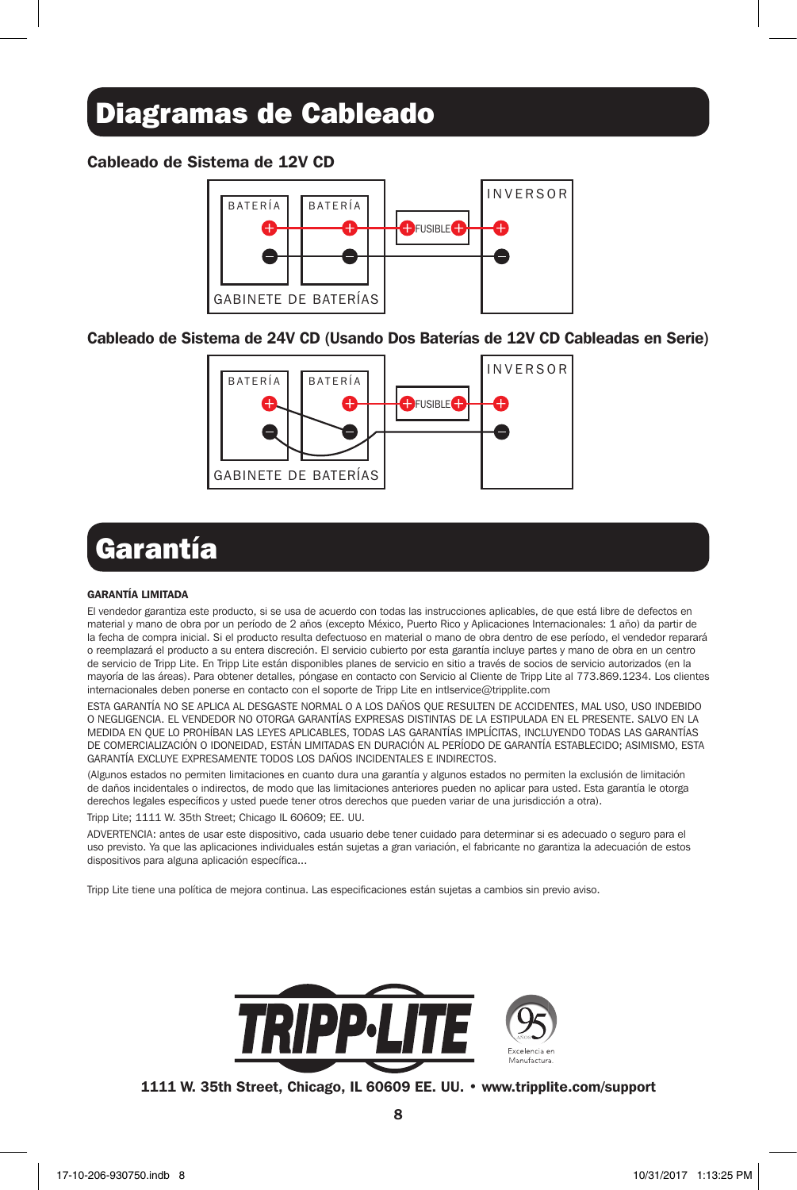# Diagramas de Cableado

### Cableado de Sistema de 12V CD

BATERÍA BATERÍA FUSIBLE INVERSOR

GABINETE DE BATERÍAS

### Cableado de Sistema de 24V CD (Usando Dos Baterías de 12V CD Cableadas en Serie)

BATERÍA BATERÍA FUSIBLE INVERSOR

GABINETE DE BATERÍAS

# Garantía

**GARANTÍA LIMITADA**

El vendedor garantiza este producto, si se usa de acuerdo con todas las instrucciones aplicables, de que está libre de defectos en material y mano de obra por un período de 2 años (excepto México, Puerto Rico y Aplicaciones Internacionales: 1 año) da partir de la fecha de compra inicial. Si el producto resulta defectuoso en material o mano de obra dentro de ese período, el vendedor reparará o reemplazará el producto a su entera discreción. El servicio cubierto por esta garantía incluye partes y mano de obra en un centro de servicio de Tripp Lite. En Tripp Lite están disponibles planes de servicio en sitio a través de socios de servicio autorizados (en la mayoría de las áreas). Para obtener detalles, póngase en contacto con Servicio al Cliente de Tripp Lite al 773.869.1234. Los clientes internacionales deben ponerse en contacto con el soporte de Tripp Lite en intlservice@tripplite.com

ESTA GARANTÍA NO SE APLICA AL DESGASTE NORMAL O A LOS DAÑOS QUE RESULTEN DE ACCIDENTES, MAL USO, USO INDEBIDO O NEGLIGENCIA. EL VENDEDOR NO OTORGA GARANTÍAS EXPRESAS DISTINTAS DE LA ESTIPULADA EN EL PRESENTE. SALVO EN LA MEDIDA EN QUE LO PROHÍBAN LAS LEYES APLICABLES, TODAS LAS GARANTÍAS IMPLÍCITAS, INCLUYENDO TODAS LAS GARANTÍAS DE COMERCIALIZACIÓN O IDONEIDAD, ESTÁN LIMITADAS EN DURACIÓN AL PERÍODO DE GARANTÍA ESTABLECIDO; ASIMISMO, ESTA GARANTÍA EXCLUYE EXPRESAMENTE TODOS LOS DAÑOS INCIDENTALES E INDIRECTOS.

(Algunos estados no permiten limitaciones en cuanto dura una garantía y algunos estados no permiten la exclusión de limitación de daños incidentales o indirectos, de modo que las limitaciones anteriores pueden no aplicar para usted. Esta garantía le otorga derechos legales específicos y usted puede tener otros derechos que pueden variar de una jurisdicción a otra).

Tripp Lite; 1111 W. 35th Street; Chicago IL 60609; EE. UU.

ADVERTENCIA: antes de usar este dispositivo, cada usuario debe tener cuidado para determinar si es adecuado o seguro para el uso previsto. Ya que las aplicaciones individuales están sujetas a gran variación, el fabricante no garantiza la adecuación de estos dispositivos para alguna aplicación específica...

Tripp Lite tiene una política de mejora continua. Las especificaciones están sujetas a cambios sin previo aviso.

TRIPP·LITE — 95 AÑOS Excelencia en Manufactura.

**1111 W. 35th Street, Chicago, IL 60609 EE. UU. • www.tripplite.com/support**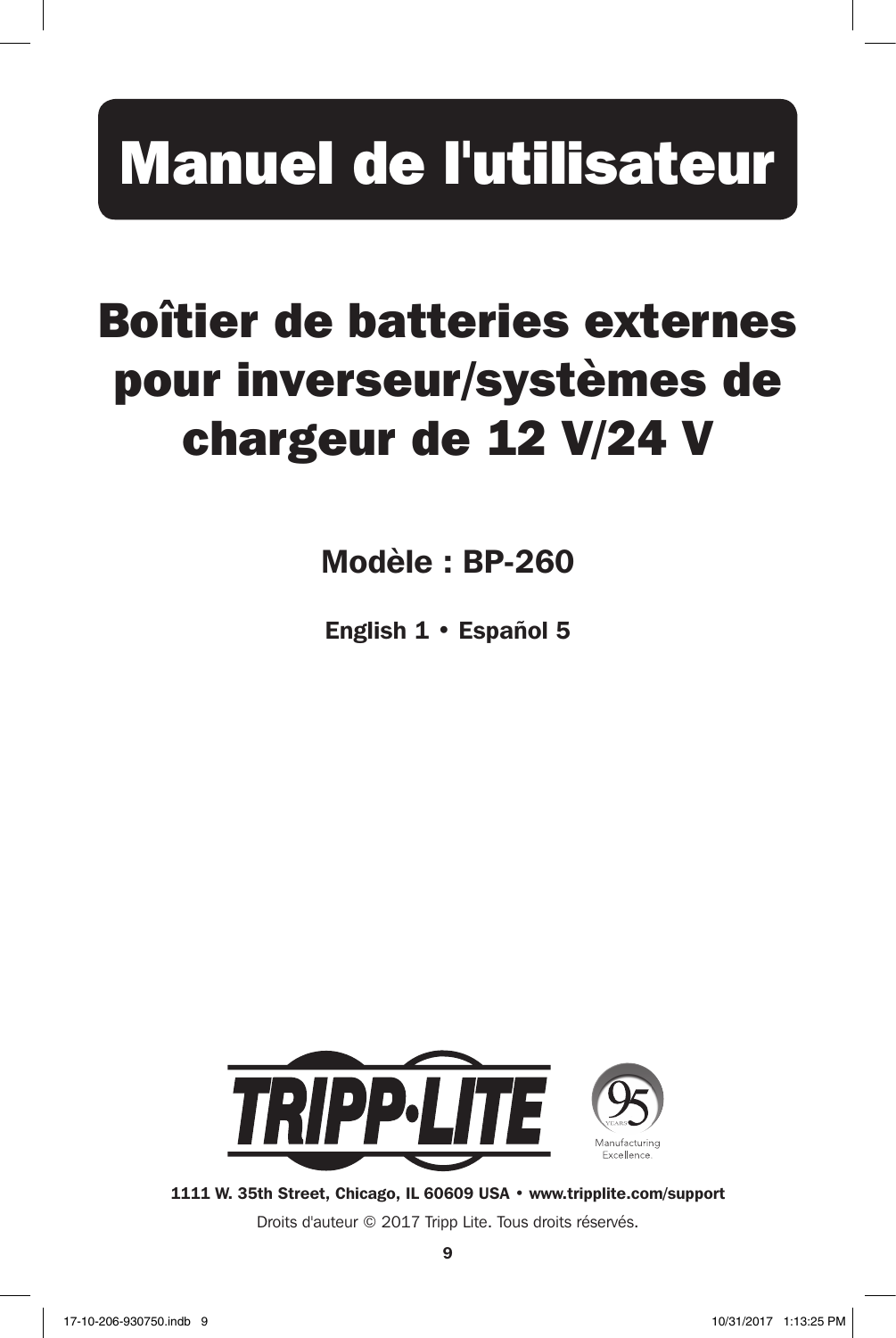# Manuel de l'utilisateur

## Boîtier de batteries externes pour inverseur/systèmes de chargeur de 12 V/24 V

**Modèle : BP-260**

**English 1 • Español 5**

TRIPP·LITE

95 YEARS Manufacturing Excellence.

**1111 W. 35th Street, Chicago, IL 60609 USA • www.tripplite.com/support**

Droits d'auteur © 2017 Tripp Lite. Tous droits réservés.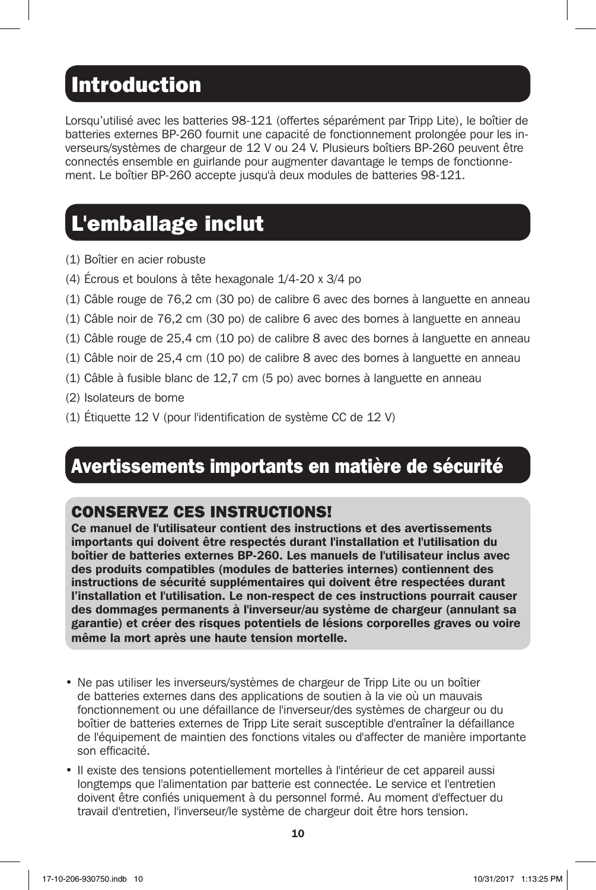## Introduction

Lorsqu'utilisé avec les batteries 98-121 (offertes séparément par Tripp Lite), le boîtier de batteries externes BP-260 fournit une capacité de fonctionnement prolongée pour les inverseurs/systèmes de chargeur de 12 V ou 24 V. Plusieurs boîtiers BP-260 peuvent être connectés ensemble en guirlande pour augmenter davantage le temps de fonctionnement. Le boîtier BP-260 accepte jusqu'à deux modules de batteries 98-121.

## L'emballage inclut

(1) Boîtier en acier robuste

(4) Écrous et boulons à tête hexagonale 1/4-20 x 3/4 po

(1) Câble rouge de 76,2 cm (30 po) de calibre 6 avec des bornes à languette en anneau

(1) Câble noir de 76,2 cm (30 po) de calibre 6 avec des bornes à languette en anneau

(1) Câble rouge de 25,4 cm (10 po) de calibre 8 avec des bornes à languette en anneau

(1) Câble noir de 25,4 cm (10 po) de calibre 8 avec des bornes à languette en anneau

(1) Câble à fusible blanc de 12,7 cm (5 po) avec bornes à languette en anneau

(2) Isolateurs de borne

(1) Étiquette 12 V (pour l'identification de système CC de 12 V)

## Avertissements importants en matière de sécurité

### CONSERVEZ CES INSTRUCTIONS!

**Ce manuel de l'utilisateur contient des instructions et des avertissements importants qui doivent être respectés durant l'installation et l'utilisation du boîtier de batteries externes BP-260. Les manuels de l'utilisateur inclus avec des produits compatibles (modules de batteries internes) contiennent des instructions de sécurité supplémentaires qui doivent être respectées durant l'installation et l'utilisation. Le non-respect de ces instructions pourrait causer des dommages permanents à l'inverseur/au système de chargeur (annulant sa garantie) et créer des risques potentiels de lésions corporelles graves ou voire même la mort après une haute tension mortelle.**

- Ne pas utiliser les inverseurs/systèmes de chargeur de Tripp Lite ou un boîtier de batteries externes dans des applications de soutien à la vie où un mauvais fonctionnement ou une défaillance de l'inverseur/des systèmes de chargeur ou du boîtier de batteries externes de Tripp Lite serait susceptible d'entraîner la défaillance de l'équipement de maintien des fonctions vitales ou d'affecter de manière importante son efficacité.
- Il existe des tensions potentiellement mortelles à l'intérieur de cet appareil aussi longtemps que l'alimentation par batterie est connectée. Le service et l'entretien doivent être confiés uniquement à du personnel formé. Au moment d'effectuer du travail d'entretien, l'inverseur/le système de chargeur doit être hors tension.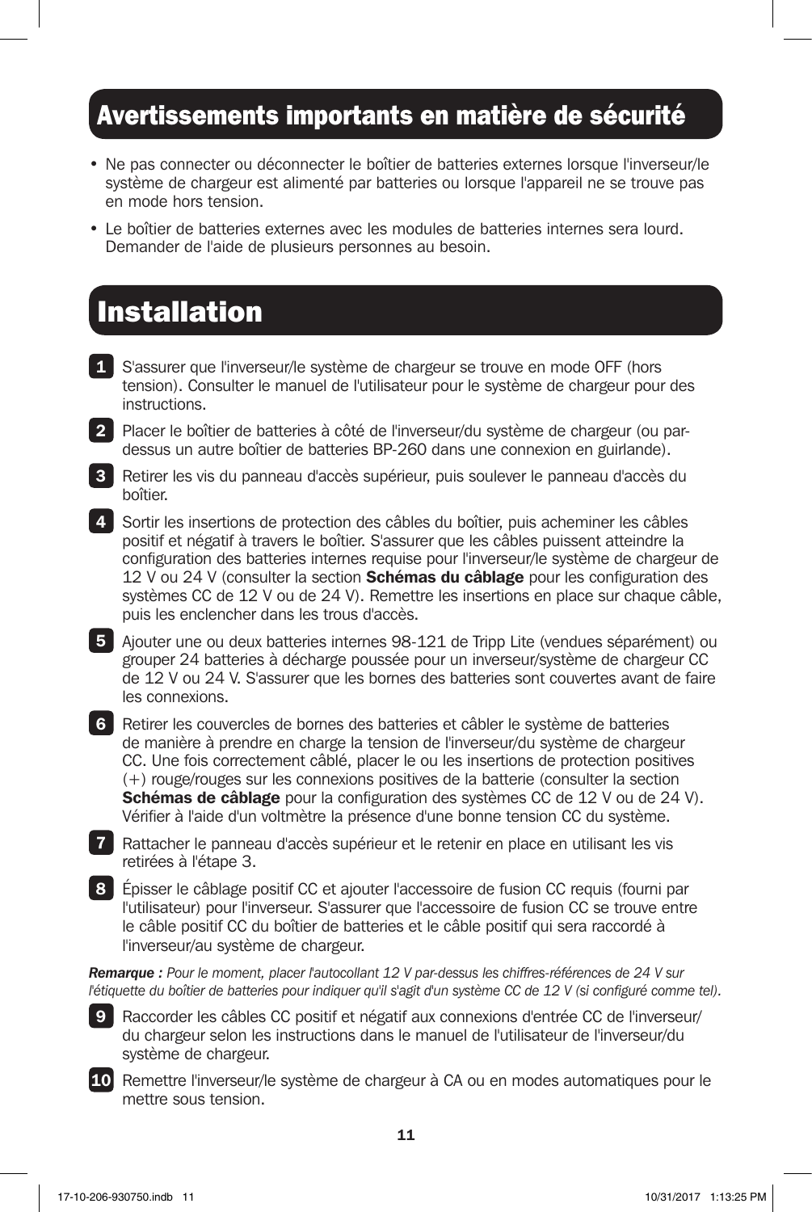## Avertissements importants en matière de sécurité

- Ne pas connecter ou déconnecter le boîtier de batteries externes lorsque l'inverseur/le système de chargeur est alimenté par batteries ou lorsque l'appareil ne se trouve pas en mode hors tension.
- Le boîtier de batteries externes avec les modules de batteries internes sera lourd. Demander de l'aide de plusieurs personnes au besoin.

## Installation

1. S'assurer que l'inverseur/le système de chargeur se trouve en mode OFF (hors tension). Consulter le manuel de l'utilisateur pour le système de chargeur pour des instructions.
2. Placer le boîtier de batteries à côté de l'inverseur/du système de chargeur (ou par-dessus un autre boîtier de batteries BP-260 dans une connexion en guirlande).
3. Retirer les vis du panneau d'accès supérieur, puis soulever le panneau d'accès du boîtier.
4. Sortir les insertions de protection des câbles du boîtier, puis acheminer les câbles positif et négatif à travers le boîtier. S'assurer que les câbles puissent atteindre la configuration des batteries internes requise pour l'inverseur/le système de chargeur de 12 V ou 24 V (consulter la section **Schémas du câblage** pour les configuration des systèmes CC de 12 V ou de 24 V). Remettre les insertions en place sur chaque câble, puis les enclencher dans les trous d'accès.
5. Ajouter une ou deux batteries internes 98-121 de Tripp Lite (vendues séparément) ou grouper 24 batteries à décharge poussée pour un inverseur/système de chargeur CC de 12 V ou 24 V. S'assurer que les bornes des batteries sont couvertes avant de faire les connexions.
6. Retirer les couvercles de bornes des batteries et câbler le système de batteries de manière à prendre en charge la tension de l'inverseur/du système de chargeur CC. Une fois correctement câblé, placer le ou les insertions de protection positives (+) rouge/rouges sur les connexions positives de la batterie (consulter la section **Schémas de câblage** pour la configuration des systèmes CC de 12 V ou de 24 V). Vérifier à l'aide d'un voltmètre la présence d'une bonne tension CC du système.
7. Rattacher le panneau d'accès supérieur et le retenir en place en utilisant les vis retirées à l'étape 3.
8. Épisser le câblage positif CC et ajouter l'accessoire de fusion CC requis (fourni par l'utilisateur) pour l'inverseur. S'assurer que l'accessoire de fusion CC se trouve entre le câble positif CC du boîtier de batteries et le câble positif qui sera raccordé à l'inverseur/au système de chargeur.

***Remarque :*** *Pour le moment, placer l'autocollant 12 V par-dessus les chiffres-références de 24 V sur l'étiquette du boîtier de batteries pour indiquer qu'il s'agit d'un système CC de 12 V (si configuré comme tel).*

9. Raccorder les câbles CC positif et négatif aux connexions d'entrée CC de l'inverseur/du chargeur selon les instructions dans le manuel de l'utilisateur de l'inverseur/du système de chargeur.
10. Remettre l'inverseur/le système de chargeur à CA ou en modes automatiques pour le mettre sous tension.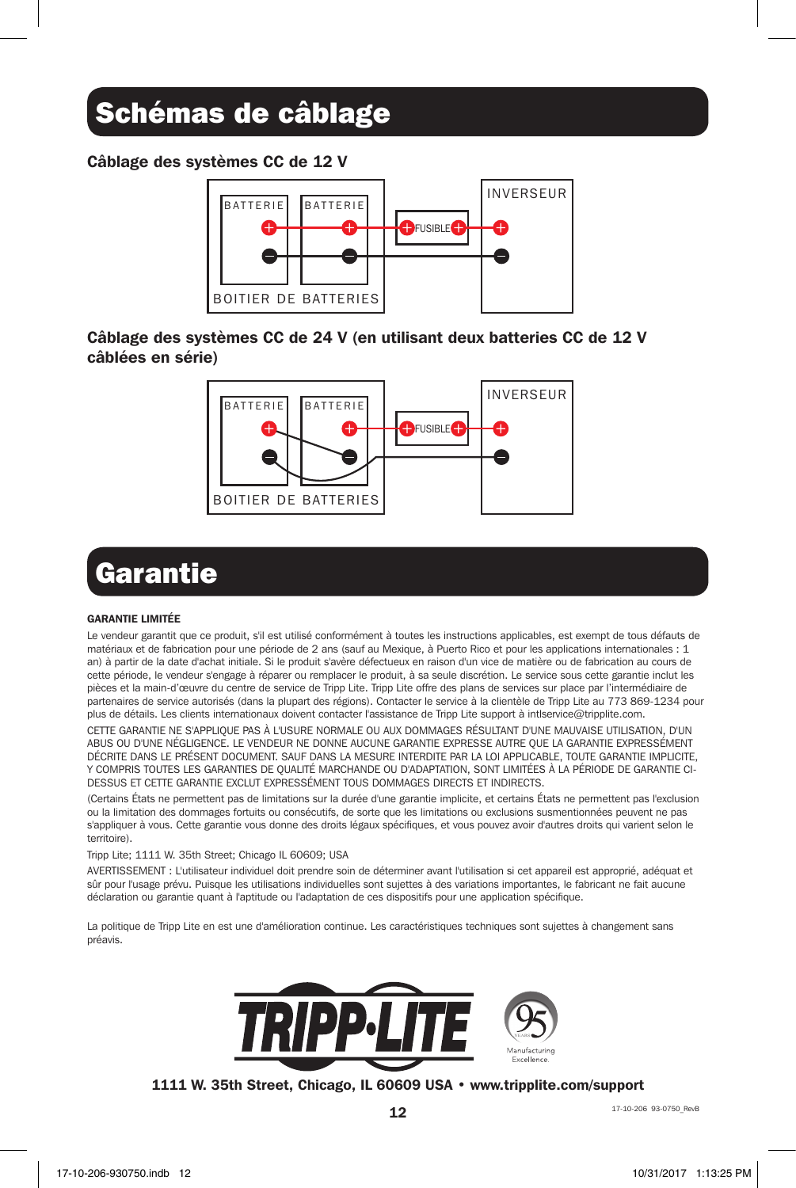# Schémas de câblage

### Câblage des systèmes CC de 12 V

BATTERIE
BATTERIE
FUSIBLE
INVERSEUR
BOITIER DE BATTERIES

### Câblage des systèmes CC de 24 V (en utilisant deux batteries CC de 12 V câblées en série)

BATTERIE
BATTERIE
FUSIBLE
INVERSEUR
BOITIER DE BATTERIES

# Garantie

**GARANTIE LIMITÉE**

Le vendeur garantit que ce produit, s'il est utilisé conformément à toutes les instructions applicables, est exempt de tous défauts de matériaux et de fabrication pour une période de 2 ans (sauf au Mexique, à Puerto Rico et pour les applications internationales : 1 an) à partir de la date d'achat initiale. Si le produit s'avère défectueux en raison d'un vice de matière ou de fabrication au cours de cette période, le vendeur s'engage à réparer ou remplacer le produit, à sa seule discrétion. Le service sous cette garantie inclut les pièces et la main-d'œuvre du centre de service de Tripp Lite. Tripp Lite offre des plans de services sur place par l'intermédiaire de partenaires de service autorisés (dans la plupart des régions). Contacter le service à la clientèle de Tripp Lite au 773 869-1234 pour plus de détails. Les clients internationaux doivent contacter l'assistance de Tripp Lite support à intlservice@tripplite.com.

CETTE GARANTIE NE S'APPLIQUE PAS À L'USURE NORMALE OU AUX DOMMAGES RÉSULTANT D'UNE MAUVAISE UTILISATION, D'UN ABUS OU D'UNE NÉGLIGENCE. LE VENDEUR NE DONNE AUCUNE GARANTIE EXPRESSE AUTRE QUE LA GARANTIE EXPRESSÉMENT DÉCRITE DANS LE PRÉSENT DOCUMENT. SAUF DANS LA MESURE INTERDITE PAR LA LOI APPLICABLE, TOUTE GARANTIE IMPLICITE, Y COMPRIS TOUTES LES GARANTIES DE QUALITÉ MARCHANDE OU D'ADAPTATION, SONT LIMITÉES À LA PÉRIODE DE GARANTIE CI-DESSUS ET CETTE GARANTIE EXCLUT EXPRESSÉMENT TOUS DOMMAGES DIRECTS ET INDIRECTS.

(Certains États ne permettent pas de limitations sur la durée d'une garantie implicite, et certains États ne permettent pas l'exclusion ou la limitation des dommages fortuits ou consécutifs, de sorte que les limitations ou exclusions susmentionnées peuvent ne pas s'appliquer à vous. Cette garantie vous donne des droits légaux spécifiques, et vous pouvez avoir d'autres droits qui varient selon le territoire).

Tripp Lite; 1111 W. 35th Street; Chicago IL 60609; USA

AVERTISSEMENT : L'utilisateur individuel doit prendre soin de déterminer avant l'utilisation si cet appareil est approprié, adéquat et sûr pour l'usage prévu. Puisque les utilisations individuelles sont sujettes à des variations importantes, le fabricant ne fait aucune déclaration ou garantie quant à l'aptitude ou l'adaptation de ces dispositifs pour une application spécifique.

La politique de Tripp Lite en est une d'amélioration continue. Les caractéristiques techniques sont sujettes à changement sans préavis.

TRIPP·LITE

95 YEARS Manufacturing Excellence.

**1111 W. 35th Street, Chicago, IL 60609 USA • www.tripplite.com/support**

17-10-206 93-0750_RevB